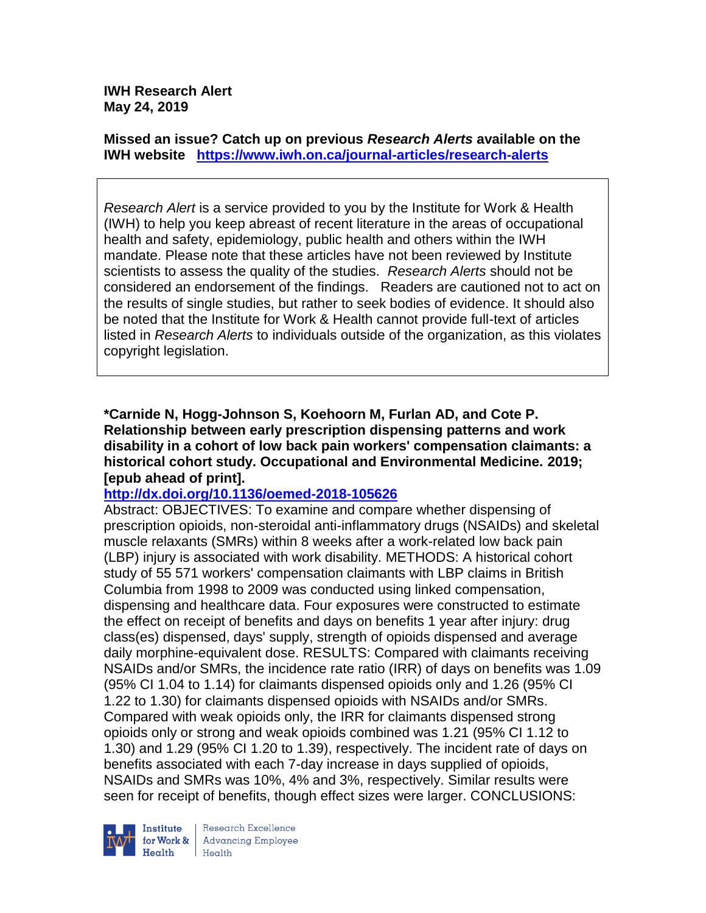**IWH Research Alert**
**May 24, 2019**

**Missed an issue? Catch up on previous *Research Alerts* available on the IWH website** **https://www.iwh.on.ca/journal-articles/research-alerts**

*Research Alert* is a service provided to you by the Institute for Work & Health (IWH) to help you keep abreast of recent literature in the areas of occupational health and safety, epidemiology, public health and others within the IWH mandate. Please note that these articles have not been reviewed by Institute scientists to assess the quality of the studies. *Research Alerts* should not be considered an endorsement of the findings. Readers are cautioned not to act on the results of single studies, but rather to seek bodies of evidence. It should also be noted that the Institute for Work & Health cannot provide full-text of articles listed in *Research Alerts* to individuals outside of the organization, as this violates copyright legislation.

**\*Carnide N, Hogg-Johnson S, Koehoorn M, Furlan AD, and Cote P. Relationship between early prescription dispensing patterns and work disability in a cohort of low back pain workers' compensation claimants: a historical cohort study. Occupational and Environmental Medicine. 2019; [epub ahead of print].**

**http://dx.doi.org/10.1136/oemed-2018-105626**

Abstract: OBJECTIVES: To examine and compare whether dispensing of prescription opioids, non-steroidal anti-inflammatory drugs (NSAIDs) and skeletal muscle relaxants (SMRs) within 8 weeks after a work-related low back pain (LBP) injury is associated with work disability. METHODS: A historical cohort study of 55 571 workers' compensation claimants with LBP claims in British Columbia from 1998 to 2009 was conducted using linked compensation, dispensing and healthcare data. Four exposures were constructed to estimate the effect on receipt of benefits and days on benefits 1 year after injury: drug class(es) dispensed, days' supply, strength of opioids dispensed and average daily morphine-equivalent dose. RESULTS: Compared with claimants receiving NSAIDs and/or SMRs, the incidence rate ratio (IRR) of days on benefits was 1.09 (95% CI 1.04 to 1.14) for claimants dispensed opioids only and 1.26 (95% CI 1.22 to 1.30) for claimants dispensed opioids with NSAIDs and/or SMRs. Compared with weak opioids only, the IRR for claimants dispensed strong opioids only or strong and weak opioids combined was 1.21 (95% CI 1.12 to 1.30) and 1.29 (95% CI 1.20 to 1.39), respectively. The incident rate of days on benefits associated with each 7-day increase in days supplied of opioids, NSAIDs and SMRs was 10%, 4% and 3%, respectively. Similar results were seen for receipt of benefits, though effect sizes were larger. CONCLUSIONS: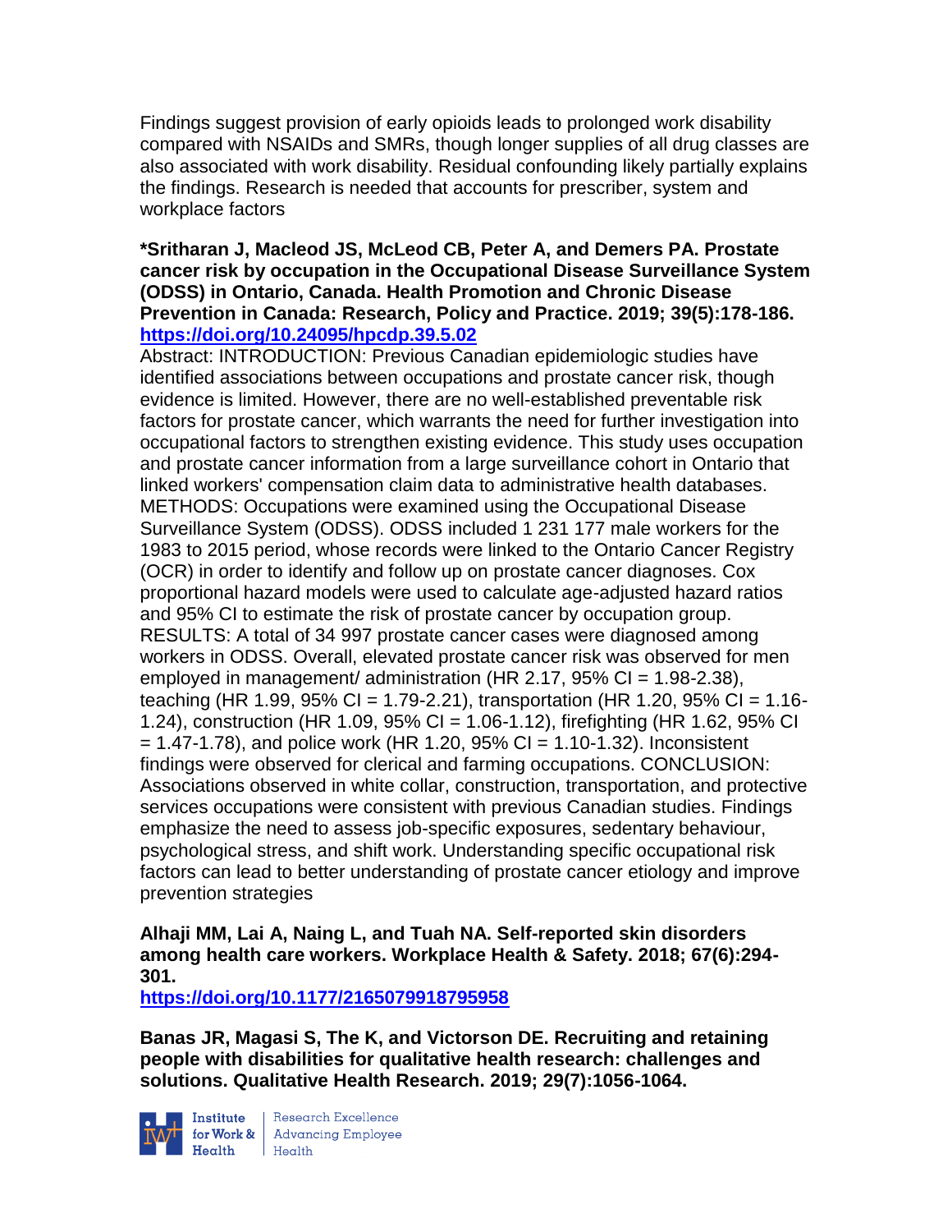Findings suggest provision of early opioids leads to prolonged work disability compared with NSAIDs and SMRs, though longer supplies of all drug classes are also associated with work disability. Residual confounding likely partially explains the findings. Research is needed that accounts for prescriber, system and workplace factors

**\*Sritharan J, Macleod JS, McLeod CB, Peter A, and Demers PA. Prostate cancer risk by occupation in the Occupational Disease Surveillance System (ODSS) in Ontario, Canada. Health Promotion and Chronic Disease Prevention in Canada: Research, Policy and Practice. 2019; 39(5):178-186. https://doi.org/10.24095/hpcdp.39.5.02**

Abstract: INTRODUCTION: Previous Canadian epidemiologic studies have identified associations between occupations and prostate cancer risk, though evidence is limited. However, there are no well-established preventable risk factors for prostate cancer, which warrants the need for further investigation into occupational factors to strengthen existing evidence. This study uses occupation and prostate cancer information from a large surveillance cohort in Ontario that linked workers' compensation claim data to administrative health databases. METHODS: Occupations were examined using the Occupational Disease Surveillance System (ODSS). ODSS included 1 231 177 male workers for the 1983 to 2015 period, whose records were linked to the Ontario Cancer Registry (OCR) in order to identify and follow up on prostate cancer diagnoses. Cox proportional hazard models were used to calculate age-adjusted hazard ratios and 95% CI to estimate the risk of prostate cancer by occupation group. RESULTS: A total of 34 997 prostate cancer cases were diagnosed among workers in ODSS. Overall, elevated prostate cancer risk was observed for men employed in management/ administration (HR 2.17, 95% CI = 1.98-2.38), teaching (HR 1.99, 95% CI = 1.79-2.21), transportation (HR 1.20, 95% CI = 1.16-1.24), construction (HR 1.09, 95% CI = 1.06-1.12), firefighting (HR 1.62, 95% CI = 1.47-1.78), and police work (HR 1.20, 95% CI = 1.10-1.32). Inconsistent findings were observed for clerical and farming occupations. CONCLUSION: Associations observed in white collar, construction, transportation, and protective services occupations were consistent with previous Canadian studies. Findings emphasize the need to assess job-specific exposures, sedentary behaviour, psychological stress, and shift work. Understanding specific occupational risk factors can lead to better understanding of prostate cancer etiology and improve prevention strategies

**Alhaji MM, Lai A, Naing L, and Tuah NA. Self-reported skin disorders among health care workers. Workplace Health & Safety. 2018; 67(6):294-301.**
**https://doi.org/10.1177/2165079918795958**

**Banas JR, Magasi S, The K, and Victorson DE. Recruiting and retaining people with disabilities for qualitative health research: challenges and solutions. Qualitative Health Research. 2019; 29(7):1056-1064.**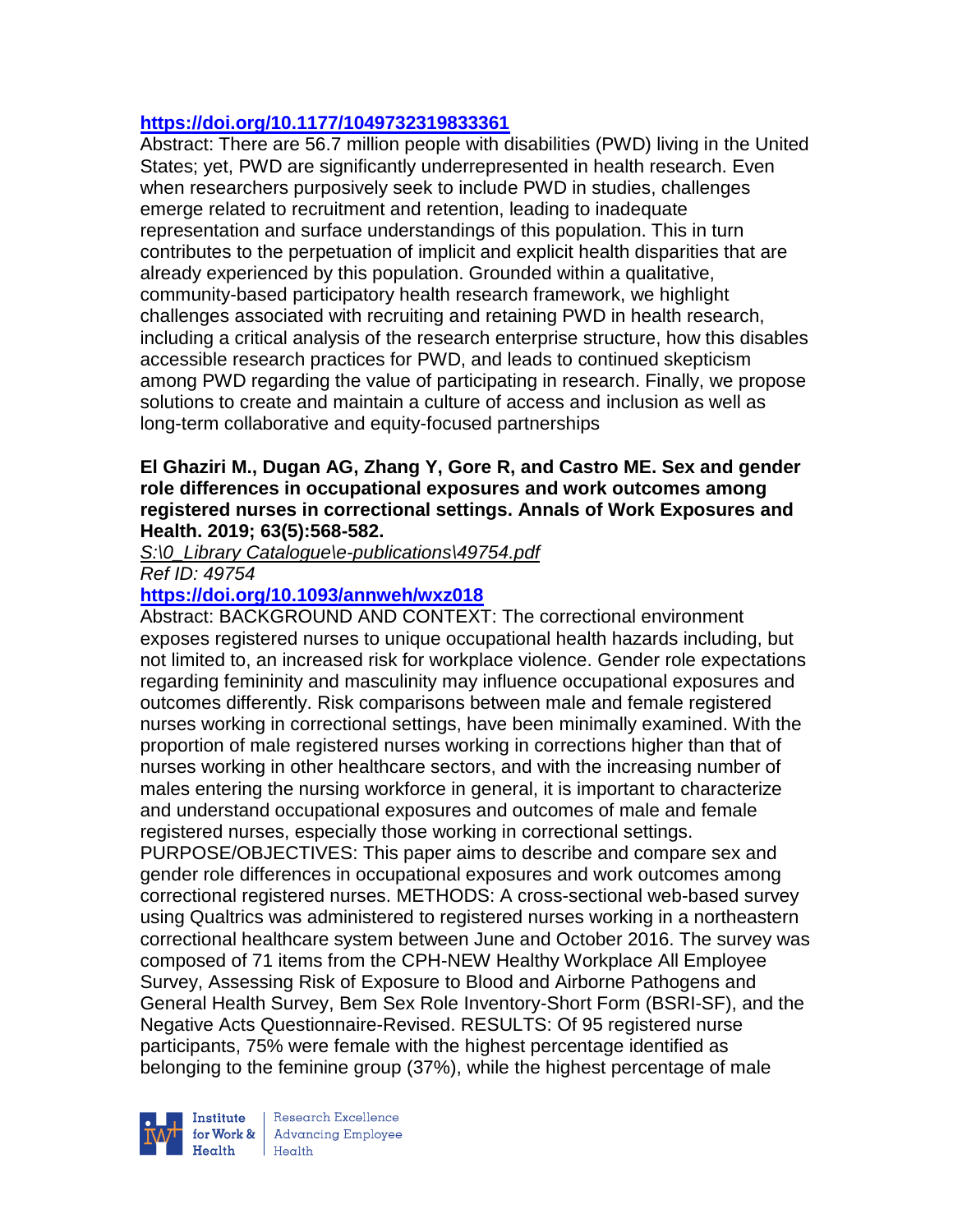https://doi.org/10.1177/1049732319833361

Abstract: There are 56.7 million people with disabilities (PWD) living in the United States; yet, PWD are significantly underrepresented in health research. Even when researchers purposively seek to include PWD in studies, challenges emerge related to recruitment and retention, leading to inadequate representation and surface understandings of this population. This in turn contributes to the perpetuation of implicit and explicit health disparities that are already experienced by this population. Grounded within a qualitative, community-based participatory health research framework, we highlight challenges associated with recruiting and retaining PWD in health research, including a critical analysis of the research enterprise structure, how this disables accessible research practices for PWD, and leads to continued skepticism among PWD regarding the value of participating in research. Finally, we propose solutions to create and maintain a culture of access and inclusion as well as long-term collaborative and equity-focused partnerships

**El Ghaziri M., Dugan AG, Zhang Y, Gore R, and Castro ME. Sex and gender role differences in occupational exposures and work outcomes among registered nurses in correctional settings. Annals of Work Exposures and Health. 2019; 63(5):568-582.**

*S:\0_Library Catalogue\e-publications\49754.pdf*

*Ref ID: 49754*

https://doi.org/10.1093/annweh/wxz018

Abstract: BACKGROUND AND CONTEXT: The correctional environment exposes registered nurses to unique occupational health hazards including, but not limited to, an increased risk for workplace violence. Gender role expectations regarding femininity and masculinity may influence occupational exposures and outcomes differently. Risk comparisons between male and female registered nurses working in correctional settings, have been minimally examined. With the proportion of male registered nurses working in corrections higher than that of nurses working in other healthcare sectors, and with the increasing number of males entering the nursing workforce in general, it is important to characterize and understand occupational exposures and outcomes of male and female registered nurses, especially those working in correctional settings. PURPOSE/OBJECTIVES: This paper aims to describe and compare sex and gender role differences in occupational exposures and work outcomes among correctional registered nurses. METHODS: A cross-sectional web-based survey using Qualtrics was administered to registered nurses working in a northeastern correctional healthcare system between June and October 2016. The survey was composed of 71 items from the CPH-NEW Healthy Workplace All Employee Survey, Assessing Risk of Exposure to Blood and Airborne Pathogens and General Health Survey, Bem Sex Role Inventory-Short Form (BSRI-SF), and the Negative Acts Questionnaire-Revised. RESULTS: Of 95 registered nurse participants, 75% were female with the highest percentage identified as belonging to the feminine group (37%), while the highest percentage of male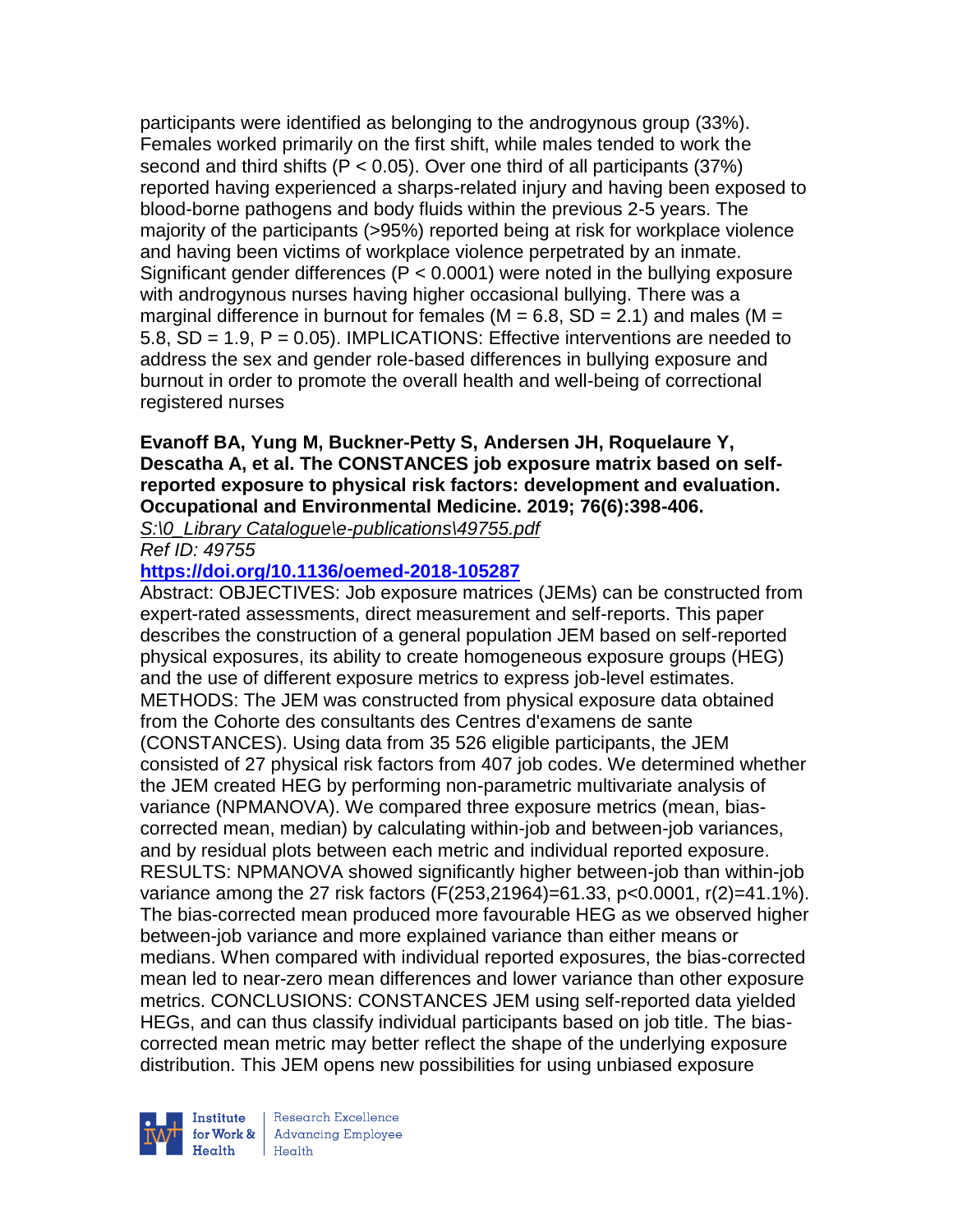participants were identified as belonging to the androgynous group (33%). Females worked primarily on the first shift, while males tended to work the second and third shifts ($P < 0.05$). Over one third of all participants (37%) reported having experienced a sharps-related injury and having been exposed to blood-borne pathogens and body fluids within the previous 2-5 years. The majority of the participants (>95%) reported being at risk for workplace violence and having been victims of workplace violence perpetrated by an inmate. Significant gender differences ($P < 0.0001$) were noted in the bullying exposure with androgynous nurses having higher occasional bullying. There was a marginal difference in burnout for females ($M = 6.8$, $SD = 2.1$) and males ($M = 5.8$, $SD = 1.9$, $P = 0.05$). IMPLICATIONS: Effective interventions are needed to address the sex and gender role-based differences in bullying exposure and burnout in order to promote the overall health and well-being of correctional registered nurses

**Evanoff BA, Yung M, Buckner-Petty S, Andersen JH, Roquelaure Y, Descatha A, et al. The CONSTANCES job exposure matrix based on self-reported exposure to physical risk factors: development and evaluation. Occupational and Environmental Medicine. 2019; 76(6):398-406.**

*S:\0_Library Catalogue\e-publications\49755.pdf*

*Ref ID: 49755*

**https://doi.org/10.1136/oemed-2018-105287**

Abstract: OBJECTIVES: Job exposure matrices (JEMs) can be constructed from expert-rated assessments, direct measurement and self-reports. This paper describes the construction of a general population JEM based on self-reported physical exposures, its ability to create homogeneous exposure groups (HEG) and the use of different exposure metrics to express job-level estimates. METHODS: The JEM was constructed from physical exposure data obtained from the Cohorte des consultants des Centres d'examens de sante (CONSTANCES). Using data from 35 526 eligible participants, the JEM consisted of 27 physical risk factors from 407 job codes. We determined whether the JEM created HEG by performing non-parametric multivariate analysis of variance (NPMANOVA). We compared three exposure metrics (mean, bias-corrected mean, median) by calculating within-job and between-job variances, and by residual plots between each metric and individual reported exposure. RESULTS: NPMANOVA showed significantly higher between-job than within-job variance among the 27 risk factors ($F(253,21964)=61.33$, $p<0.0001$, $r(2)=41.1\%$). The bias-corrected mean produced more favourable HEG as we observed higher between-job variance and more explained variance than either means or medians. When compared with individual reported exposures, the bias-corrected mean led to near-zero mean differences and lower variance than other exposure metrics. CONCLUSIONS: CONSTANCES JEM using self-reported data yielded HEGs, and can thus classify individual participants based on job title. The bias-corrected mean metric may better reflect the shape of the underlying exposure distribution. This JEM opens new possibilities for using unbiased exposure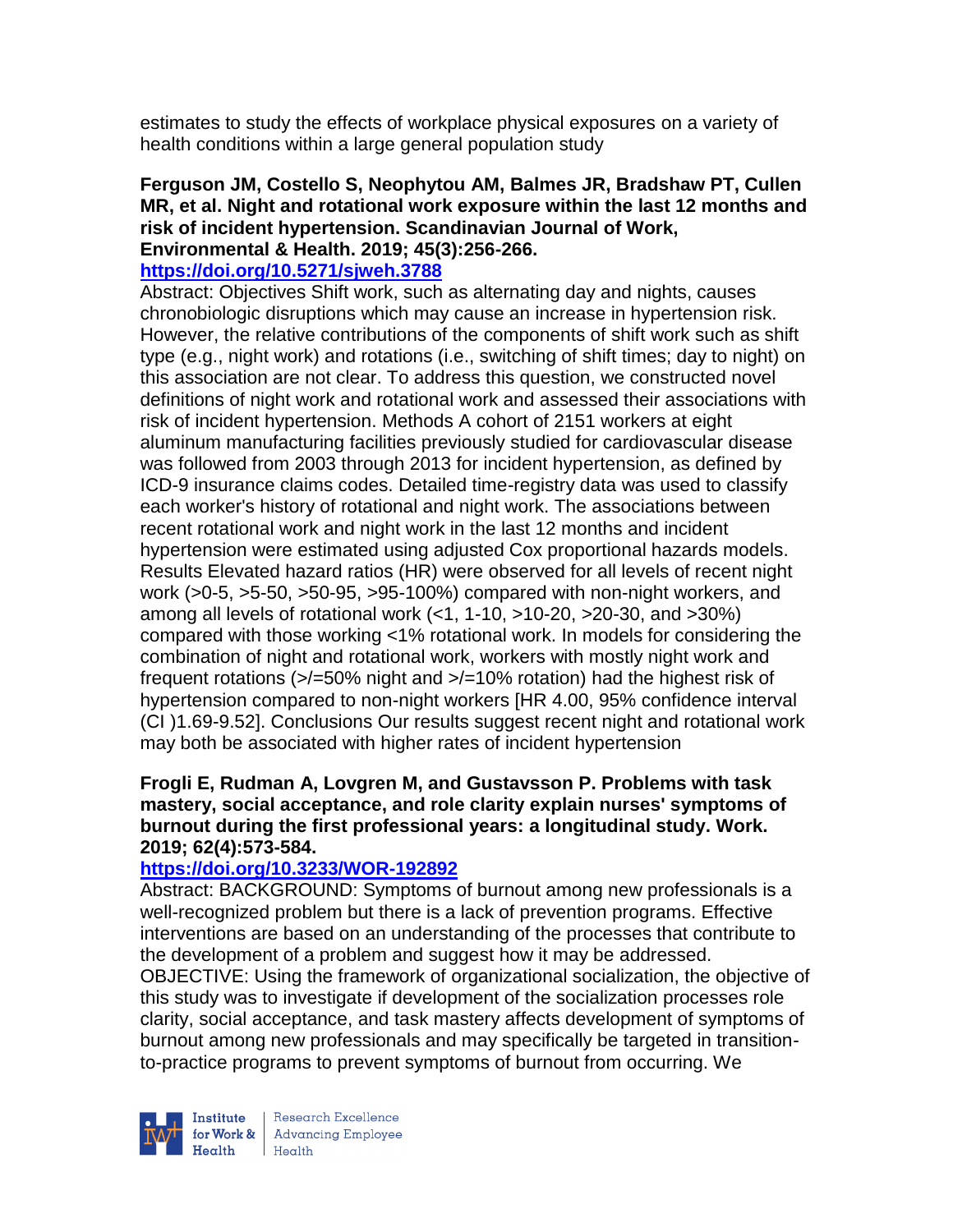estimates to study the effects of workplace physical exposures on a variety of health conditions within a large general population study

**Ferguson JM, Costello S, Neophytou AM, Balmes JR, Bradshaw PT, Cullen MR, et al. Night and rotational work exposure within the last 12 months and risk of incident hypertension. Scandinavian Journal of Work, Environmental & Health. 2019; 45(3):256-266.**

**https://doi.org/10.5271/sjweh.3788**

Abstract: Objectives Shift work, such as alternating day and nights, causes chronobiologic disruptions which may cause an increase in hypertension risk. However, the relative contributions of the components of shift work such as shift type (e.g., night work) and rotations (i.e., switching of shift times; day to night) on this association are not clear. To address this question, we constructed novel definitions of night work and rotational work and assessed their associations with risk of incident hypertension. Methods A cohort of 2151 workers at eight aluminum manufacturing facilities previously studied for cardiovascular disease was followed from 2003 through 2013 for incident hypertension, as defined by ICD-9 insurance claims codes. Detailed time-registry data was used to classify each worker's history of rotational and night work. The associations between recent rotational work and night work in the last 12 months and incident hypertension were estimated using adjusted Cox proportional hazards models. Results Elevated hazard ratios (HR) were observed for all levels of recent night work (>0-5, >5-50, >50-95, >95-100%) compared with non-night workers, and among all levels of rotational work (<1, 1-10, >10-20, >20-30, and >30%) compared with those working <1% rotational work. In models for considering the combination of night and rotational work, workers with mostly night work and frequent rotations (>/=50% night and >/=10% rotation) had the highest risk of hypertension compared to non-night workers [HR 4.00, 95% confidence interval (CI )1.69-9.52]. Conclusions Our results suggest recent night and rotational work may both be associated with higher rates of incident hypertension

**Frogli E, Rudman A, Lovgren M, and Gustavsson P. Problems with task mastery, social acceptance, and role clarity explain nurses' symptoms of burnout during the first professional years: a longitudinal study. Work. 2019; 62(4):573-584.**

**https://doi.org/10.3233/WOR-192892**

Abstract: BACKGROUND: Symptoms of burnout among new professionals is a well-recognized problem but there is a lack of prevention programs. Effective interventions are based on an understanding of the processes that contribute to the development of a problem and suggest how it may be addressed. OBJECTIVE: Using the framework of organizational socialization, the objective of this study was to investigate if development of the socialization processes role clarity, social acceptance, and task mastery affects development of symptoms of burnout among new professionals and may specifically be targeted in transition-to-practice programs to prevent symptoms of burnout from occurring. We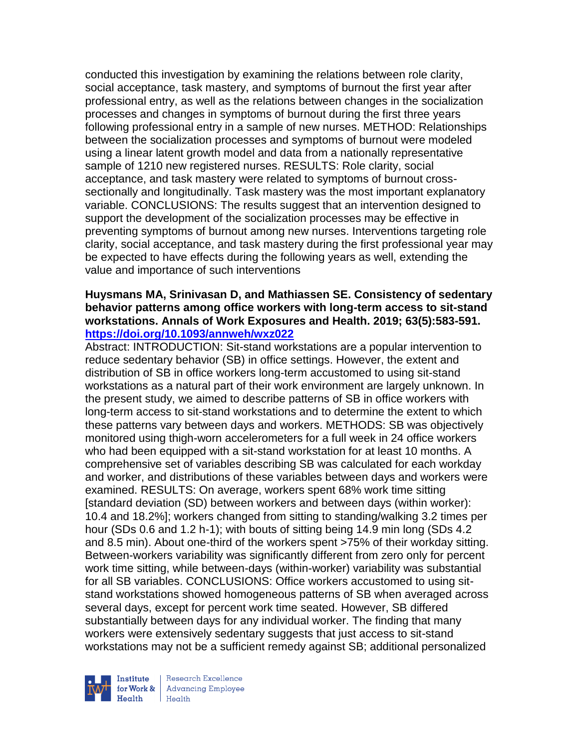conducted this investigation by examining the relations between role clarity, social acceptance, task mastery, and symptoms of burnout the first year after professional entry, as well as the relations between changes in the socialization processes and changes in symptoms of burnout during the first three years following professional entry in a sample of new nurses. METHOD: Relationships between the socialization processes and symptoms of burnout were modeled using a linear latent growth model and data from a nationally representative sample of 1210 new registered nurses. RESULTS: Role clarity, social acceptance, and task mastery were related to symptoms of burnout cross-sectionally and longitudinally. Task mastery was the most important explanatory variable. CONCLUSIONS: The results suggest that an intervention designed to support the development of the socialization processes may be effective in preventing symptoms of burnout among new nurses. Interventions targeting role clarity, social acceptance, and task mastery during the first professional year may be expected to have effects during the following years as well, extending the value and importance of such interventions

**Huysmans MA, Srinivasan D, and Mathiassen SE. Consistency of sedentary behavior patterns among office workers with long-term access to sit-stand workstations. Annals of Work Exposures and Health. 2019; 63(5):583-591. https://doi.org/10.1093/annweh/wxz022**

Abstract: INTRODUCTION: Sit-stand workstations are a popular intervention to reduce sedentary behavior (SB) in office settings. However, the extent and distribution of SB in office workers long-term accustomed to using sit-stand workstations as a natural part of their work environment are largely unknown. In the present study, we aimed to describe patterns of SB in office workers with long-term access to sit-stand workstations and to determine the extent to which these patterns vary between days and workers. METHODS: SB was objectively monitored using thigh-worn accelerometers for a full week in 24 office workers who had been equipped with a sit-stand workstation for at least 10 months. A comprehensive set of variables describing SB was calculated for each workday and worker, and distributions of these variables between days and workers were examined. RESULTS: On average, workers spent 68% work time sitting [standard deviation (SD) between workers and between days (within worker): 10.4 and 18.2%]; workers changed from sitting to standing/walking 3.2 times per hour (SDs 0.6 and 1.2 h-1); with bouts of sitting being 14.9 min long (SDs 4.2 and 8.5 min). About one-third of the workers spent >75% of their workday sitting. Between-workers variability was significantly different from zero only for percent work time sitting, while between-days (within-worker) variability was substantial for all SB variables. CONCLUSIONS: Office workers accustomed to using sit-stand workstations showed homogeneous patterns of SB when averaged across several days, except for percent work time seated. However, SB differed substantially between days for any individual worker. The finding that many workers were extensively sedentary suggests that just access to sit-stand workstations may not be a sufficient remedy against SB; additional personalized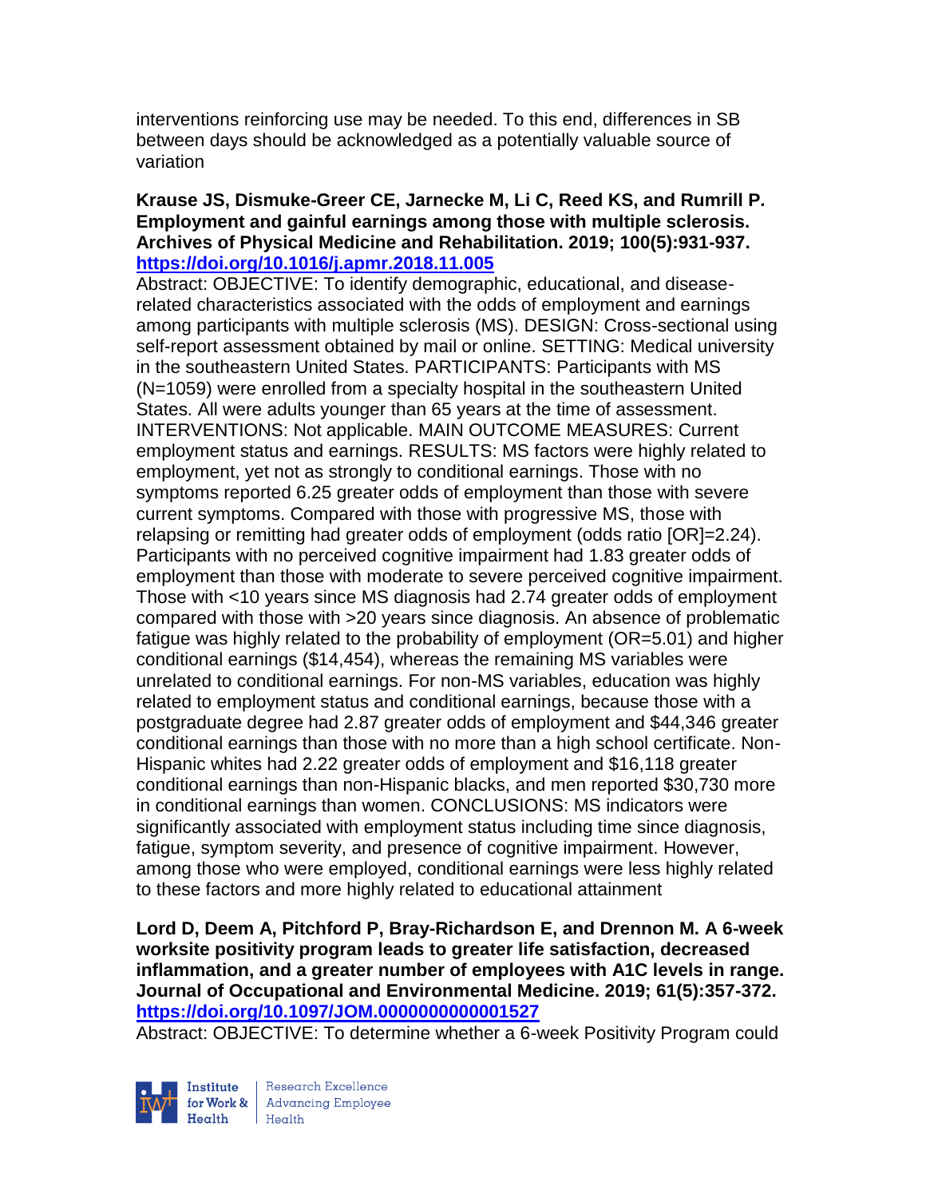interventions reinforcing use may be needed. To this end, differences in SB between days should be acknowledged as a potentially valuable source of variation

**Krause JS, Dismuke-Greer CE, Jarnecke M, Li C, Reed KS, and Rumrill P. Employment and gainful earnings among those with multiple sclerosis. Archives of Physical Medicine and Rehabilitation. 2019; 100(5):931-937. https://doi.org/10.1016/j.apmr.2018.11.005**

Abstract: OBJECTIVE: To identify demographic, educational, and disease-related characteristics associated with the odds of employment and earnings among participants with multiple sclerosis (MS). DESIGN: Cross-sectional using self-report assessment obtained by mail or online. SETTING: Medical university in the southeastern United States. PARTICIPANTS: Participants with MS (N=1059) were enrolled from a specialty hospital in the southeastern United States. All were adults younger than 65 years at the time of assessment. INTERVENTIONS: Not applicable. MAIN OUTCOME MEASURES: Current employment status and earnings. RESULTS: MS factors were highly related to employment, yet not as strongly to conditional earnings. Those with no symptoms reported 6.25 greater odds of employment than those with severe current symptoms. Compared with those with progressive MS, those with relapsing or remitting had greater odds of employment (odds ratio [OR]=2.24). Participants with no perceived cognitive impairment had 1.83 greater odds of employment than those with moderate to severe perceived cognitive impairment. Those with <10 years since MS diagnosis had 2.74 greater odds of employment compared with those with >20 years since diagnosis. An absence of problematic fatigue was highly related to the probability of employment (OR=5.01) and higher conditional earnings ($14,454), whereas the remaining MS variables were unrelated to conditional earnings. For non-MS variables, education was highly related to employment status and conditional earnings, because those with a postgraduate degree had 2.87 greater odds of employment and $44,346 greater conditional earnings than those with no more than a high school certificate. Non-Hispanic whites had 2.22 greater odds of employment and $16,118 greater conditional earnings than non-Hispanic blacks, and men reported $30,730 more in conditional earnings than women. CONCLUSIONS: MS indicators were significantly associated with employment status including time since diagnosis, fatigue, symptom severity, and presence of cognitive impairment. However, among those who were employed, conditional earnings were less highly related to these factors and more highly related to educational attainment

**Lord D, Deem A, Pitchford P, Bray-Richardson E, and Drennon M. A 6-week worksite positivity program leads to greater life satisfaction, decreased inflammation, and a greater number of employees with A1C levels in range. Journal of Occupational and Environmental Medicine. 2019; 61(5):357-372. https://doi.org/10.1097/JOM.0000000000001527**

Abstract: OBJECTIVE: To determine whether a 6-week Positivity Program could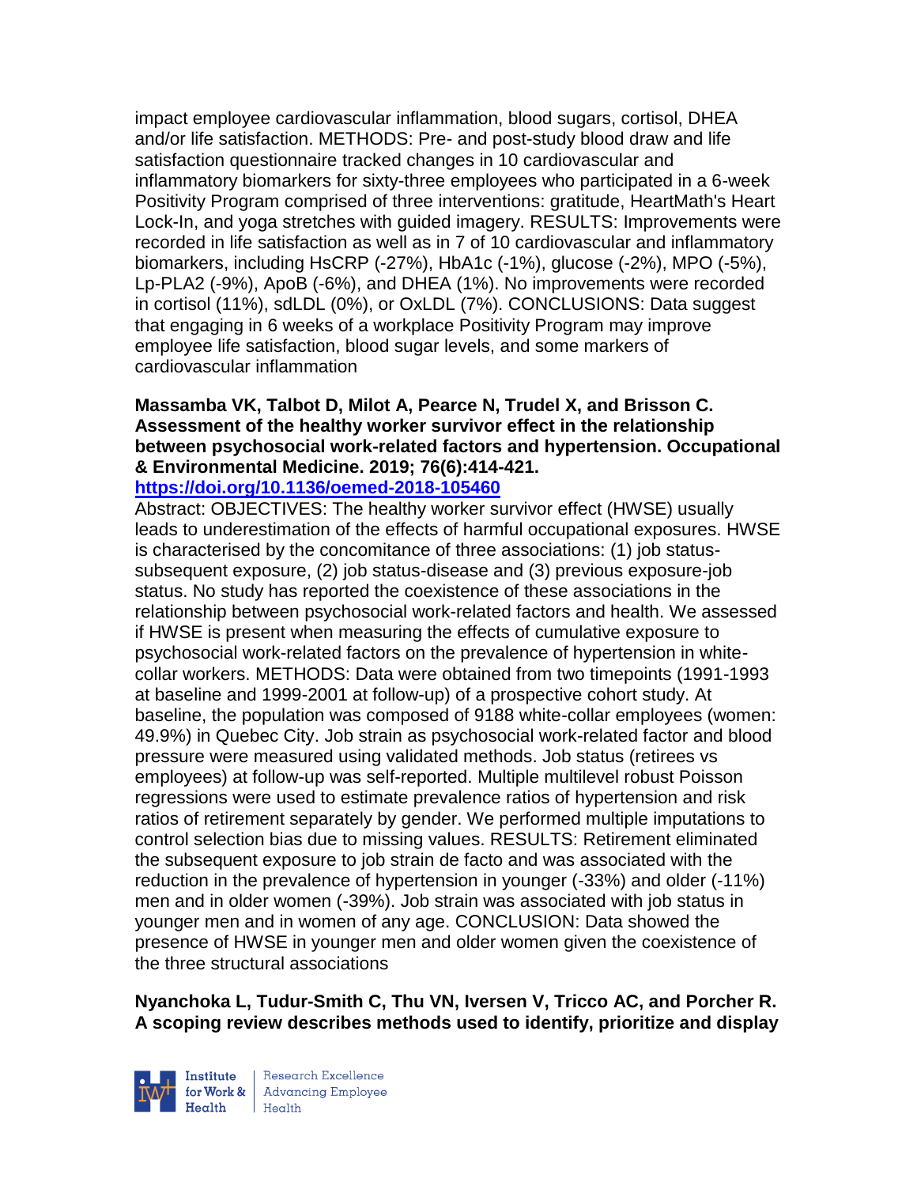impact employee cardiovascular inflammation, blood sugars, cortisol, DHEA and/or life satisfaction. METHODS: Pre- and post-study blood draw and life satisfaction questionnaire tracked changes in 10 cardiovascular and inflammatory biomarkers for sixty-three employees who participated in a 6-week Positivity Program comprised of three interventions: gratitude, HeartMath's Heart Lock-In, and yoga stretches with guided imagery. RESULTS: Improvements were recorded in life satisfaction as well as in 7 of 10 cardiovascular and inflammatory biomarkers, including HsCRP (-27%), HbA1c (-1%), glucose (-2%), MPO (-5%), Lp-PLA2 (-9%), ApoB (-6%), and DHEA (1%). No improvements were recorded in cortisol (11%), sdLDL (0%), or OxLDL (7%). CONCLUSIONS: Data suggest that engaging in 6 weeks of a workplace Positivity Program may improve employee life satisfaction, blood sugar levels, and some markers of cardiovascular inflammation

**Massamba VK, Talbot D, Milot A, Pearce N, Trudel X, and Brisson C. Assessment of the healthy worker survivor effect in the relationship between psychosocial work-related factors and hypertension. Occupational & Environmental Medicine. 2019; 76(6):414-421.**
**https://doi.org/10.1136/oemed-2018-105460**

Abstract: OBJECTIVES: The healthy worker survivor effect (HWSE) usually leads to underestimation of the effects of harmful occupational exposures. HWSE is characterised by the concomitance of three associations: (1) job status-subsequent exposure, (2) job status-disease and (3) previous exposure-job status. No study has reported the coexistence of these associations in the relationship between psychosocial work-related factors and health. We assessed if HWSE is present when measuring the effects of cumulative exposure to psychosocial work-related factors on the prevalence of hypertension in white-collar workers. METHODS: Data were obtained from two timepoints (1991-1993 at baseline and 1999-2001 at follow-up) of a prospective cohort study. At baseline, the population was composed of 9188 white-collar employees (women: 49.9%) in Quebec City. Job strain as psychosocial work-related factor and blood pressure were measured using validated methods. Job status (retirees vs employees) at follow-up was self-reported. Multiple multilevel robust Poisson regressions were used to estimate prevalence ratios of hypertension and risk ratios of retirement separately by gender. We performed multiple imputations to control selection bias due to missing values. RESULTS: Retirement eliminated the subsequent exposure to job strain de facto and was associated with the reduction in the prevalence of hypertension in younger (-33%) and older (-11%) men and in older women (-39%). Job strain was associated with job status in younger men and in women of any age. CONCLUSION: Data showed the presence of HWSE in younger men and older women given the coexistence of the three structural associations

**Nyanchoka L, Tudur-Smith C, Thu VN, Iversen V, Tricco AC, and Porcher R. A scoping review describes methods used to identify, prioritize and display**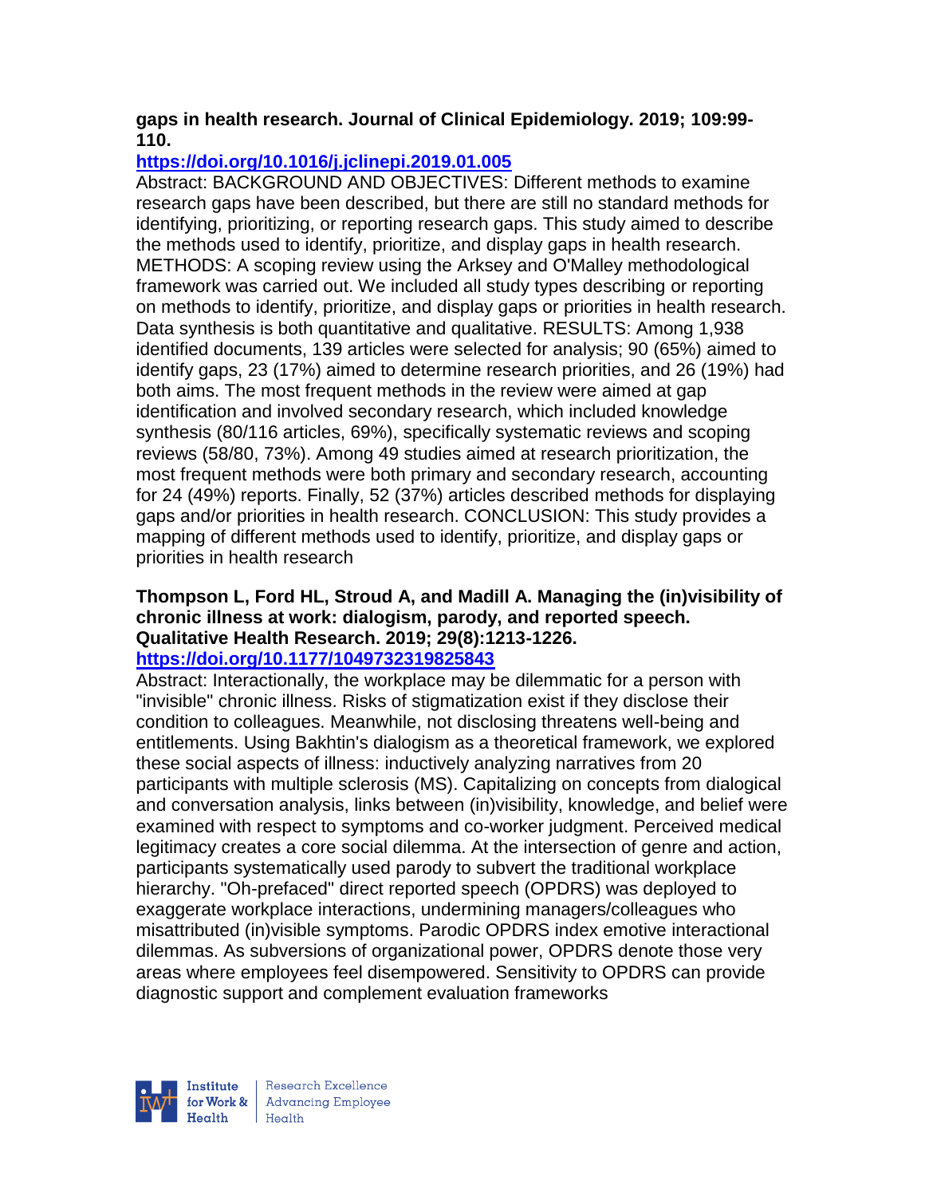**gaps in health research. Journal of Clinical Epidemiology. 2019; 109:99-110.**

**https://doi.org/10.1016/j.jclinepi.2019.01.005**

Abstract: BACKGROUND AND OBJECTIVES: Different methods to examine research gaps have been described, but there are still no standard methods for identifying, prioritizing, or reporting research gaps. This study aimed to describe the methods used to identify, prioritize, and display gaps in health research. METHODS: A scoping review using the Arksey and O'Malley methodological framework was carried out. We included all study types describing or reporting on methods to identify, prioritize, and display gaps or priorities in health research. Data synthesis is both quantitative and qualitative. RESULTS: Among 1,938 identified documents, 139 articles were selected for analysis; 90 (65%) aimed to identify gaps, 23 (17%) aimed to determine research priorities, and 26 (19%) had both aims. The most frequent methods in the review were aimed at gap identification and involved secondary research, which included knowledge synthesis (80/116 articles, 69%), specifically systematic reviews and scoping reviews (58/80, 73%). Among 49 studies aimed at research prioritization, the most frequent methods were both primary and secondary research, accounting for 24 (49%) reports. Finally, 52 (37%) articles described methods for displaying gaps and/or priorities in health research. CONCLUSION: This study provides a mapping of different methods used to identify, prioritize, and display gaps or priorities in health research

**Thompson L, Ford HL, Stroud A, and Madill A. Managing the (in)visibility of chronic illness at work: dialogism, parody, and reported speech. Qualitative Health Research. 2019; 29(8):1213-1226.**

**https://doi.org/10.1177/1049732319825843**

Abstract: Interactionally, the workplace may be dilemmatic for a person with "invisible" chronic illness. Risks of stigmatization exist if they disclose their condition to colleagues. Meanwhile, not disclosing threatens well-being and entitlements. Using Bakhtin's dialogism as a theoretical framework, we explored these social aspects of illness: inductively analyzing narratives from 20 participants with multiple sclerosis (MS). Capitalizing on concepts from dialogical and conversation analysis, links between (in)visibility, knowledge, and belief were examined with respect to symptoms and co-worker judgment. Perceived medical legitimacy creates a core social dilemma. At the intersection of genre and action, participants systematically used parody to subvert the traditional workplace hierarchy. "Oh-prefaced" direct reported speech (OPDRS) was deployed to exaggerate workplace interactions, undermining managers/colleagues who misattributed (in)visible symptoms. Parodic OPDRS index emotive interactional dilemmas. As subversions of organizational power, OPDRS denote those very areas where employees feel disempowered. Sensitivity to OPDRS can provide diagnostic support and complement evaluation frameworks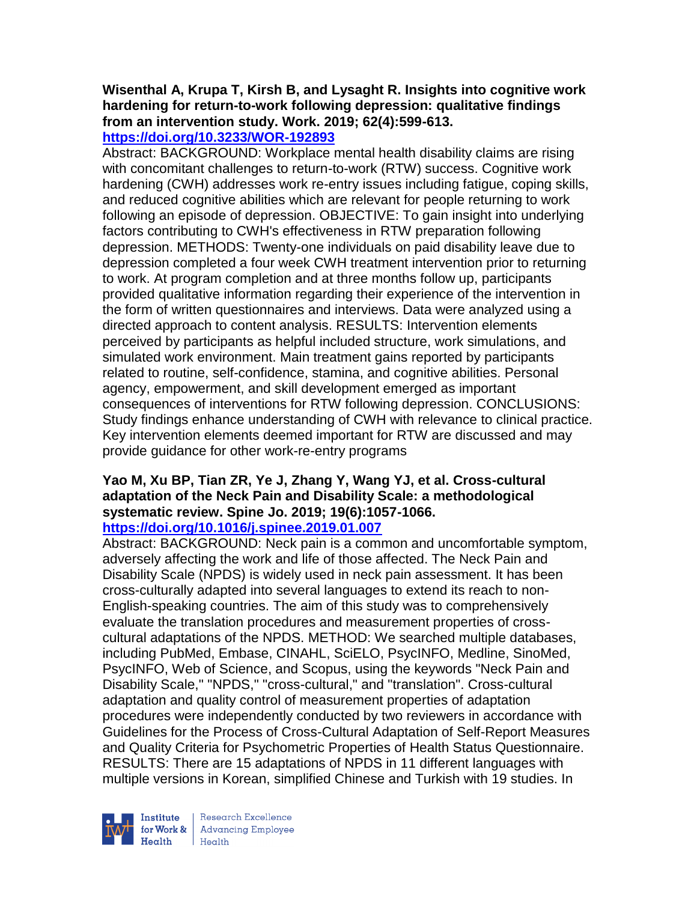**Wisenthal A, Krupa T, Kirsh B, and Lysaght R. Insights into cognitive work hardening for return-to-work following depression: qualitative findings from an intervention study. Work. 2019; 62(4):599-613.**
**https://doi.org/10.3233/WOR-192893**

Abstract: BACKGROUND: Workplace mental health disability claims are rising with concomitant challenges to return-to-work (RTW) success. Cognitive work hardening (CWH) addresses work re-entry issues including fatigue, coping skills, and reduced cognitive abilities which are relevant for people returning to work following an episode of depression. OBJECTIVE: To gain insight into underlying factors contributing to CWH's effectiveness in RTW preparation following depression. METHODS: Twenty-one individuals on paid disability leave due to depression completed a four week CWH treatment intervention prior to returning to work. At program completion and at three months follow up, participants provided qualitative information regarding their experience of the intervention in the form of written questionnaires and interviews. Data were analyzed using a directed approach to content analysis. RESULTS: Intervention elements perceived by participants as helpful included structure, work simulations, and simulated work environment. Main treatment gains reported by participants related to routine, self-confidence, stamina, and cognitive abilities. Personal agency, empowerment, and skill development emerged as important consequences of interventions for RTW following depression. CONCLUSIONS: Study findings enhance understanding of CWH with relevance to clinical practice. Key intervention elements deemed important for RTW are discussed and may provide guidance for other work-re-entry programs

**Yao M, Xu BP, Tian ZR, Ye J, Zhang Y, Wang YJ, et al. Cross-cultural adaptation of the Neck Pain and Disability Scale: a methodological systematic review. Spine Jo. 2019; 19(6):1057-1066.**
**https://doi.org/10.1016/j.spinee.2019.01.007**

Abstract: BACKGROUND: Neck pain is a common and uncomfortable symptom, adversely affecting the work and life of those affected. The Neck Pain and Disability Scale (NPDS) is widely used in neck pain assessment. It has been cross-culturally adapted into several languages to extend its reach to non-English-speaking countries. The aim of this study was to comprehensively evaluate the translation procedures and measurement properties of cross-cultural adaptations of the NPDS. METHOD: We searched multiple databases, including PubMed, Embase, CINAHL, SciELO, PsycINFO, Medline, SinoMed, PsycINFO, Web of Science, and Scopus, using the keywords "Neck Pain and Disability Scale," "NPDS," "cross-cultural," and "translation". Cross-cultural adaptation and quality control of measurement properties of adaptation procedures were independently conducted by two reviewers in accordance with Guidelines for the Process of Cross-Cultural Adaptation of Self-Report Measures and Quality Criteria for Psychometric Properties of Health Status Questionnaire. RESULTS: There are 15 adaptations of NPDS in 11 different languages with multiple versions in Korean, simplified Chinese and Turkish with 19 studies. In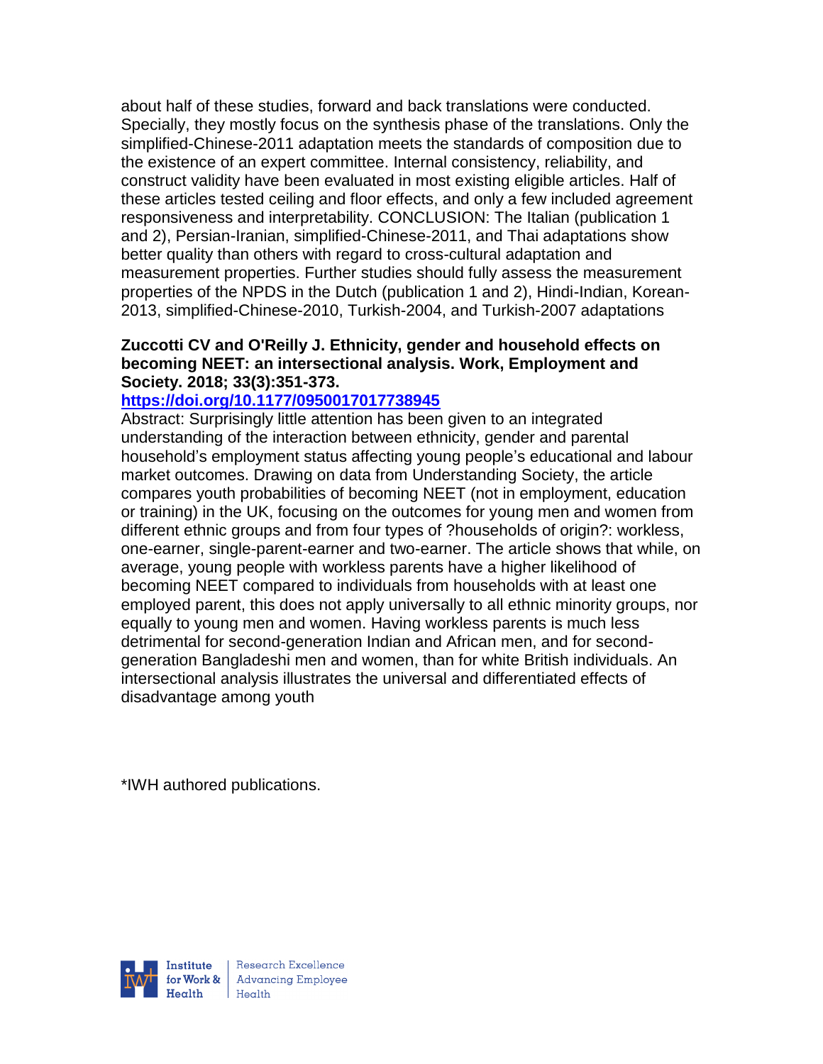about half of these studies, forward and back translations were conducted. Specially, they mostly focus on the synthesis phase of the translations. Only the simplified-Chinese-2011 adaptation meets the standards of composition due to the existence of an expert committee. Internal consistency, reliability, and construct validity have been evaluated in most existing eligible articles. Half of these articles tested ceiling and floor effects, and only a few included agreement responsiveness and interpretability. CONCLUSION: The Italian (publication 1 and 2), Persian-Iranian, simplified-Chinese-2011, and Thai adaptations show better quality than others with regard to cross-cultural adaptation and measurement properties. Further studies should fully assess the measurement properties of the NPDS in the Dutch (publication 1 and 2), Hindi-Indian, Korean-2013, simplified-Chinese-2010, Turkish-2004, and Turkish-2007 adaptations

**Zuccotti CV and O'Reilly J. Ethnicity, gender and household effects on becoming NEET: an intersectional analysis. Work, Employment and Society. 2018; 33(3):351-373.**
**https://doi.org/10.1177/0950017017738945**
Abstract: Surprisingly little attention has been given to an integrated understanding of the interaction between ethnicity, gender and parental household's employment status affecting young people's educational and labour market outcomes. Drawing on data from Understanding Society, the article compares youth probabilities of becoming NEET (not in employment, education or training) in the UK, focusing on the outcomes for young men and women from different ethnic groups and from four types of ?households of origin?: workless, one-earner, single-parent-earner and two-earner. The article shows that while, on average, young people with workless parents have a higher likelihood of becoming NEET compared to individuals from households with at least one employed parent, this does not apply universally to all ethnic minority groups, nor equally to young men and women. Having workless parents is much less detrimental for second-generation Indian and African men, and for second-generation Bangladeshi men and women, than for white British individuals. An intersectional analysis illustrates the universal and differentiated effects of disadvantage among youth

*IWH authored publications.